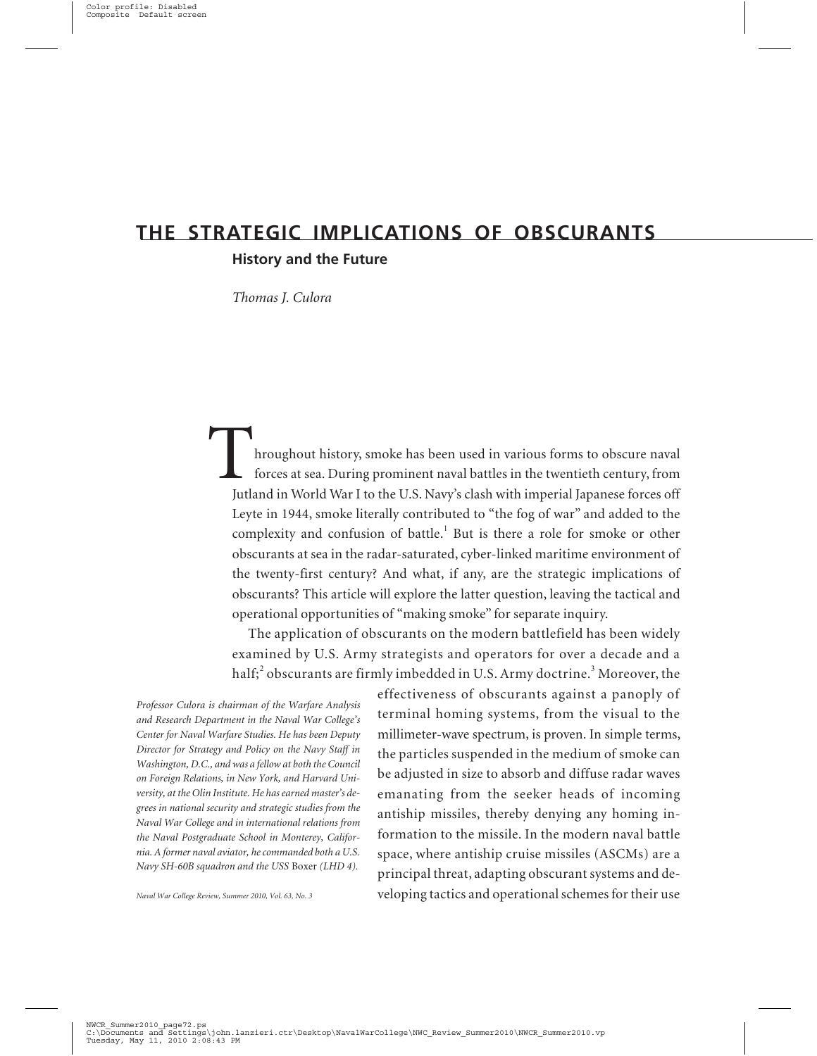# THE STRATEGIC IMPLICATIONS OF OBSCURANTS

## History and the Future

*Thomas J. Culora*

Throughout history, smoke has been used in various forms to obscure naval forces at sea. During prominent naval battles in the twentieth century, from Jutland in World War I to the U.S. Navy's clash with imperial Japanese forces off Leyte in 1944, smoke literally contributed to "the fog of war" and added to the complexity and confusion of battle.[1] But is there a role for smoke or other obscurants at sea in the radar-saturated, cyber-linked maritime environment of the twenty-first century? And what, if any, are the strategic implications of obscurants? This article will explore the latter question, leaving the tactical and operational opportunities of "making smoke" for separate inquiry.

The application of obscurants on the modern battlefield has been widely examined by U.S. Army strategists and operators for over a decade and a half;[2] obscurants are firmly imbedded in U.S. Army doctrine.[3] Moreover, the effectiveness of obscurants against a panoply of terminal homing systems, from the visual to the millimeter-wave spectrum, is proven. In simple terms, the particles suspended in the medium of smoke can be adjusted in size to absorb and diffuse radar waves emanating from the seeker heads of incoming antiship missiles, thereby denying any homing information to the missile. In the modern naval battle space, where antiship cruise missiles (ASCMs) are a principal threat, adapting obscurant systems and developing tactics and operational schemes for their use

*Professor Culora is chairman of the Warfare Analysis and Research Department in the Naval War College's Center for Naval Warfare Studies. He has been Deputy Director for Strategy and Policy on the Navy Staff in Washington, D.C., and was a fellow at both the Council on Foreign Relations, in New York, and Harvard University, at the Olin Institute. He has earned master's degrees in national security and strategic studies from the Naval War College and in international relations from the Naval Postgraduate School in Monterey, California. A former naval aviator, he commanded both a U.S. Navy SH-60B squadron and the USS* Boxer *(LHD 4).*

*Naval War College Review, Summer 2010, Vol. 63, No. 3*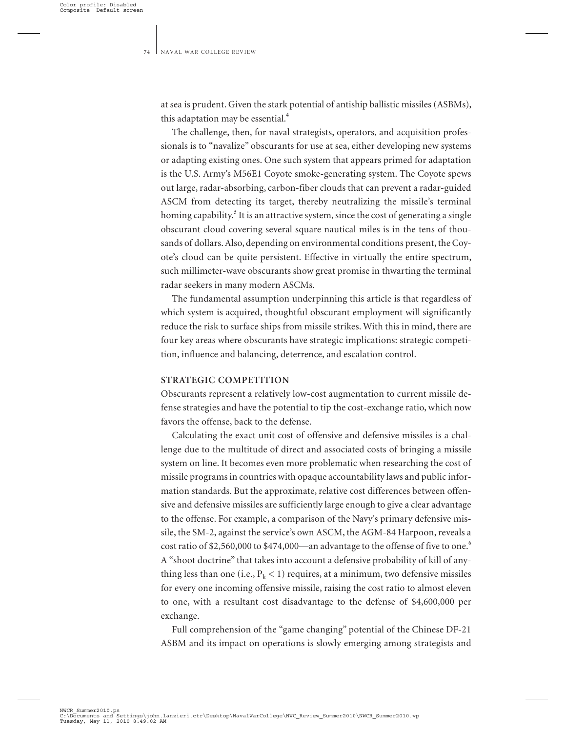at sea is prudent. Given the stark potential of antiship ballistic missiles (ASBMs), this adaptation may be essential.[4]

The challenge, then, for naval strategists, operators, and acquisition professionals is to "navalize" obscurants for use at sea, either developing new systems or adapting existing ones. One such system that appears primed for adaptation is the U.S. Army's M56E1 Coyote smoke-generating system. The Coyote spews out large, radar-absorbing, carbon-fiber clouds that can prevent a radar-guided ASCM from detecting its target, thereby neutralizing the missile's terminal homing capability.[5] It is an attractive system, since the cost of generating a single obscurant cloud covering several square nautical miles is in the tens of thousands of dollars. Also, depending on environmental conditions present, the Coyote's cloud can be quite persistent. Effective in virtually the entire spectrum, such millimeter-wave obscurants show great promise in thwarting the terminal radar seekers in many modern ASCMs.

The fundamental assumption underpinning this article is that regardless of which system is acquired, thoughtful obscurant employment will significantly reduce the risk to surface ships from missile strikes. With this in mind, there are four key areas where obscurants have strategic implications: strategic competition, influence and balancing, deterrence, and escalation control.

## STRATEGIC COMPETITION

Obscurants represent a relatively low-cost augmentation to current missile defense strategies and have the potential to tip the cost-exchange ratio, which now favors the offense, back to the defense.

Calculating the exact unit cost of offensive and defensive missiles is a challenge due to the multitude of direct and associated costs of bringing a missile system on line. It becomes even more problematic when researching the cost of missile programs in countries with opaque accountability laws and public information standards. But the approximate, relative cost differences between offensive and defensive missiles are sufficiently large enough to give a clear advantage to the offense. For example, a comparison of the Navy's primary defensive missile, the SM-2, against the service's own ASCM, the AGM-84 Harpoon, reveals a cost ratio of $2,560,000 to $474,000—an advantage to the offense of five to one.[6] A "shoot doctrine" that takes into account a defensive probability of kill of anything less than one (i.e., $P_k < 1$) requires, at a minimum, two defensive missiles for every one incoming offensive missile, raising the cost ratio to almost eleven to one, with a resultant cost disadvantage to the defense of $4,600,000 per exchange.

Full comprehension of the "game changing" potential of the Chinese DF-21 ASBM and its impact on operations is slowly emerging among strategists and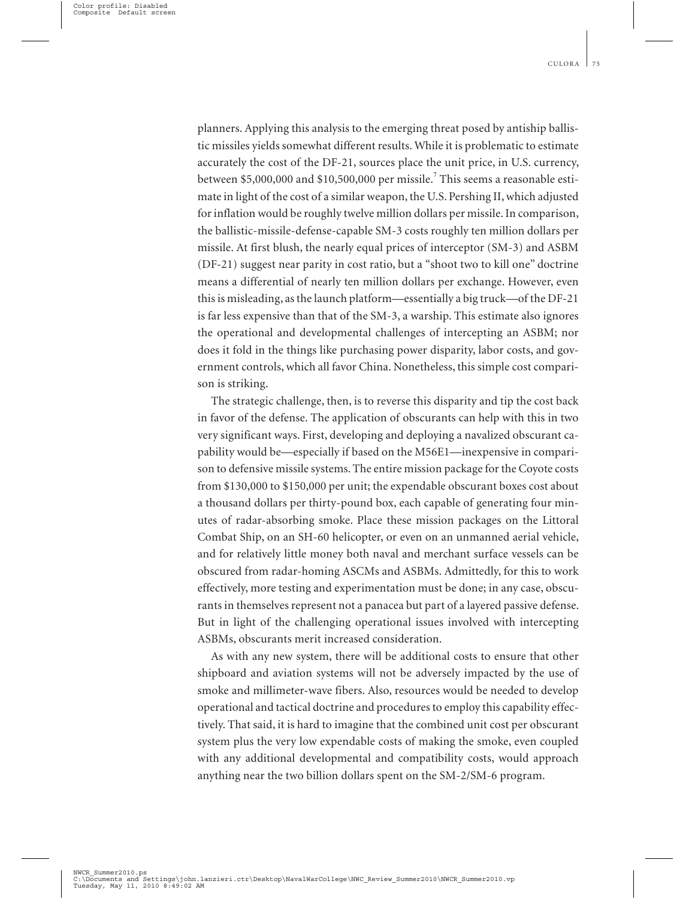planners. Applying this analysis to the emerging threat posed by antiship ballistic missiles yields somewhat different results. While it is problematic to estimate accurately the cost of the DF-21, sources place the unit price, in U.S. currency, between $5,000,000 and $10,500,000 per missile.[7] This seems a reasonable estimate in light of the cost of a similar weapon, the U.S. Pershing II, which adjusted for inflation would be roughly twelve million dollars per missile. In comparison, the ballistic-missile-defense-capable SM-3 costs roughly ten million dollars per missile. At first blush, the nearly equal prices of interceptor (SM-3) and ASBM (DF-21) suggest near parity in cost ratio, but a "shoot two to kill one" doctrine means a differential of nearly ten million dollars per exchange. However, even this is misleading, as the launch platform—essentially a big truck—of the DF-21 is far less expensive than that of the SM-3, a warship. This estimate also ignores the operational and developmental challenges of intercepting an ASBM; nor does it fold in the things like purchasing power disparity, labor costs, and government controls, which all favor China. Nonetheless, this simple cost comparison is striking.

The strategic challenge, then, is to reverse this disparity and tip the cost back in favor of the defense. The application of obscurants can help with this in two very significant ways. First, developing and deploying a navalized obscurant capability would be—especially if based on the M56E1—inexpensive in comparison to defensive missile systems. The entire mission package for the Coyote costs from $130,000 to $150,000 per unit; the expendable obscurant boxes cost about a thousand dollars per thirty-pound box, each capable of generating four minutes of radar-absorbing smoke. Place these mission packages on the Littoral Combat Ship, on an SH-60 helicopter, or even on an unmanned aerial vehicle, and for relatively little money both naval and merchant surface vessels can be obscured from radar-homing ASCMs and ASBMs. Admittedly, for this to work effectively, more testing and experimentation must be done; in any case, obscurants in themselves represent not a panacea but part of a layered passive defense. But in light of the challenging operational issues involved with intercepting ASBMs, obscurants merit increased consideration.

As with any new system, there will be additional costs to ensure that other shipboard and aviation systems will not be adversely impacted by the use of smoke and millimeter-wave fibers. Also, resources would be needed to develop operational and tactical doctrine and procedures to employ this capability effectively. That said, it is hard to imagine that the combined unit cost per obscurant system plus the very low expendable costs of making the smoke, even coupled with any additional developmental and compatibility costs, would approach anything near the two billion dollars spent on the SM-2/SM-6 program.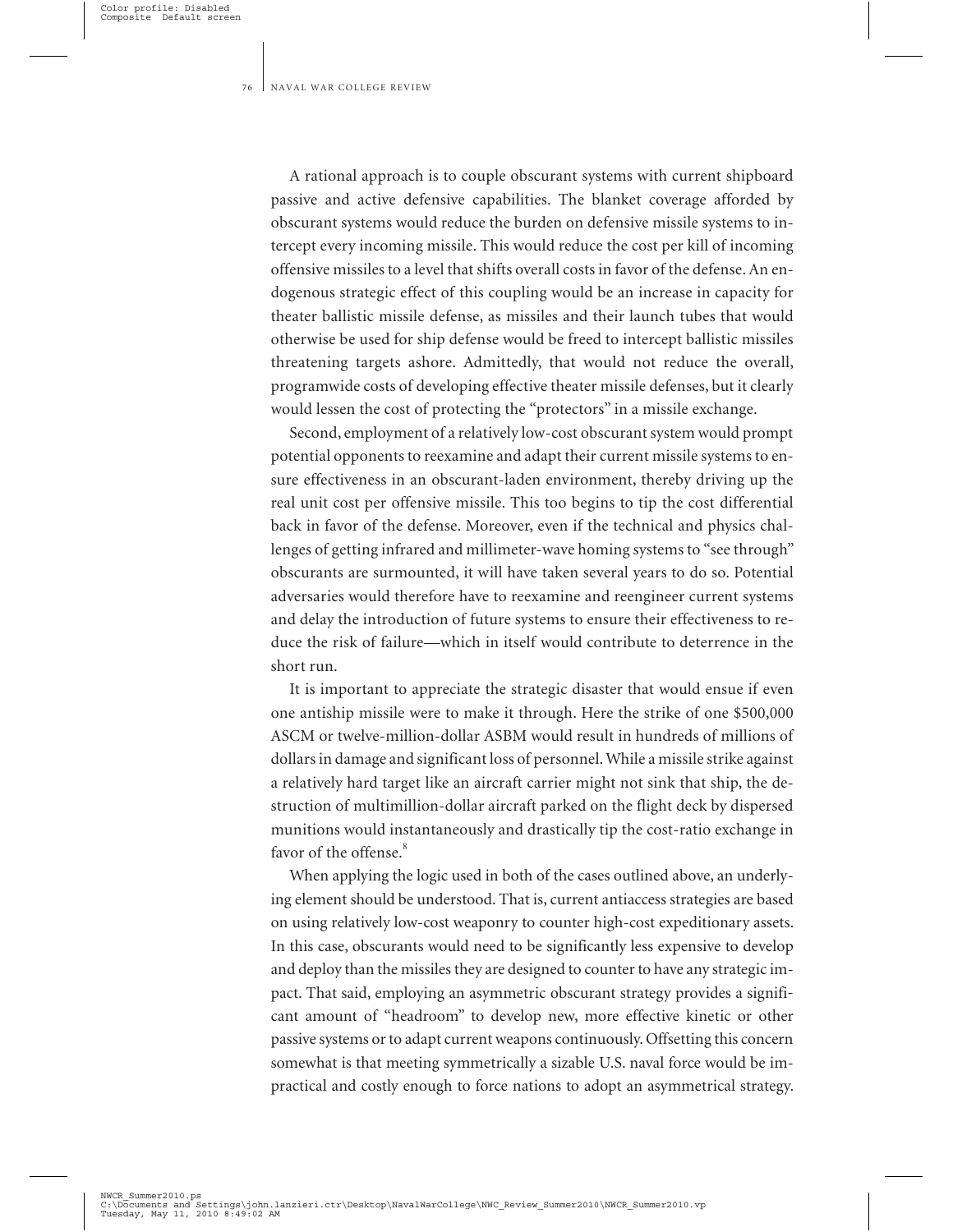A rational approach is to couple obscurant systems with current shipboard passive and active defensive capabilities. The blanket coverage afforded by obscurant systems would reduce the burden on defensive missile systems to intercept every incoming missile. This would reduce the cost per kill of incoming offensive missiles to a level that shifts overall costs in favor of the defense. An endogenous strategic effect of this coupling would be an increase in capacity for theater ballistic missile defense, as missiles and their launch tubes that would otherwise be used for ship defense would be freed to intercept ballistic missiles threatening targets ashore. Admittedly, that would not reduce the overall, programwide costs of developing effective theater missile defenses, but it clearly would lessen the cost of protecting the "protectors" in a missile exchange.

Second, employment of a relatively low-cost obscurant system would prompt potential opponents to reexamine and adapt their current missile systems to ensure effectiveness in an obscurant-laden environment, thereby driving up the real unit cost per offensive missile. This too begins to tip the cost differential back in favor of the defense. Moreover, even if the technical and physics challenges of getting infrared and millimeter-wave homing systems to "see through" obscurants are surmounted, it will have taken several years to do so. Potential adversaries would therefore have to reexamine and reengineer current systems and delay the introduction of future systems to ensure their effectiveness to reduce the risk of failure—which in itself would contribute to deterrence in the short run.

It is important to appreciate the strategic disaster that would ensue if even one antiship missile were to make it through. Here the strike of one $500,000 ASCM or twelve-million-dollar ASBM would result in hundreds of millions of dollars in damage and significant loss of personnel. While a missile strike against a relatively hard target like an aircraft carrier might not sink that ship, the destruction of multimillion-dollar aircraft parked on the flight deck by dispersed munitions would instantaneously and drastically tip the cost-ratio exchange in favor of the offense.[8]

When applying the logic used in both of the cases outlined above, an underlying element should be understood. That is, current antiaccess strategies are based on using relatively low-cost weaponry to counter high-cost expeditionary assets. In this case, obscurants would need to be significantly less expensive to develop and deploy than the missiles they are designed to counter to have any strategic impact. That said, employing an asymmetric obscurant strategy provides a significant amount of "headroom" to develop new, more effective kinetic or other passive systems or to adapt current weapons continuously. Offsetting this concern somewhat is that meeting symmetrically a sizable U.S. naval force would be impractical and costly enough to force nations to adopt an asymmetrical strategy.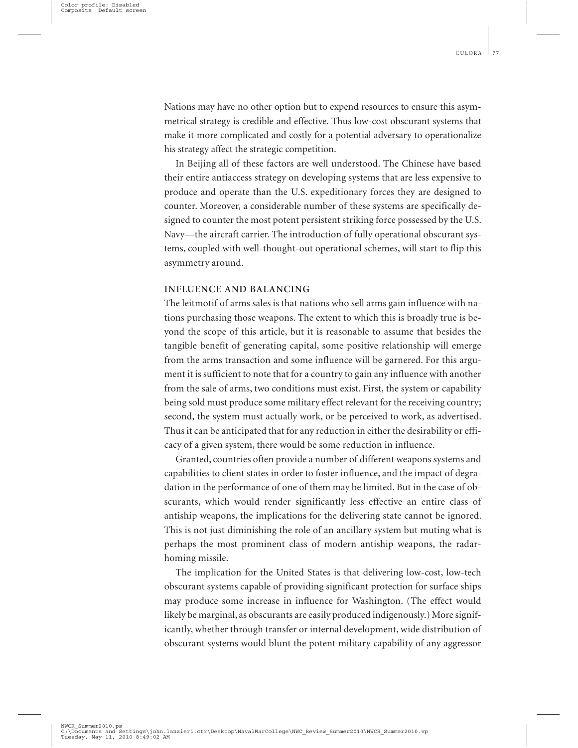Nations may have no other option but to expend resources to ensure this asymmetrical strategy is credible and effective. Thus low-cost obscurant systems that make it more complicated and costly for a potential adversary to operationalize his strategy affect the strategic competition.

In Beijing all of these factors are well understood. The Chinese have based their entire antiaccess strategy on developing systems that are less expensive to produce and operate than the U.S. expeditionary forces they are designed to counter. Moreover, a considerable number of these systems are specifically designed to counter the most potent persistent striking force possessed by the U.S. Navy—the aircraft carrier. The introduction of fully operational obscurant systems, coupled with well-thought-out operational schemes, will start to flip this asymmetry around.

## INFLUENCE AND BALANCING

The leitmotif of arms sales is that nations who sell arms gain influence with nations purchasing those weapons. The extent to which this is broadly true is beyond the scope of this article, but it is reasonable to assume that besides the tangible benefit of generating capital, some positive relationship will emerge from the arms transaction and some influence will be garnered. For this argument it is sufficient to note that for a country to gain any influence with another from the sale of arms, two conditions must exist. First, the system or capability being sold must produce some military effect relevant for the receiving country; second, the system must actually work, or be perceived to work, as advertised. Thus it can be anticipated that for any reduction in either the desirability or efficacy of a given system, there would be some reduction in influence.

Granted, countries often provide a number of different weapons systems and capabilities to client states in order to foster influence, and the impact of degradation in the performance of one of them may be limited. But in the case of obscurants, which would render significantly less effective an entire class of antiship weapons, the implications for the delivering state cannot be ignored. This is not just diminishing the role of an ancillary system but muting what is perhaps the most prominent class of modern antiship weapons, the radar-homing missile.

The implication for the United States is that delivering low-cost, low-tech obscurant systems capable of providing significant protection for surface ships may produce some increase in influence for Washington. (The effect would likely be marginal, as obscurants are easily produced indigenously.) More significantly, whether through transfer or internal development, wide distribution of obscurant systems would blunt the potent military capability of any aggressor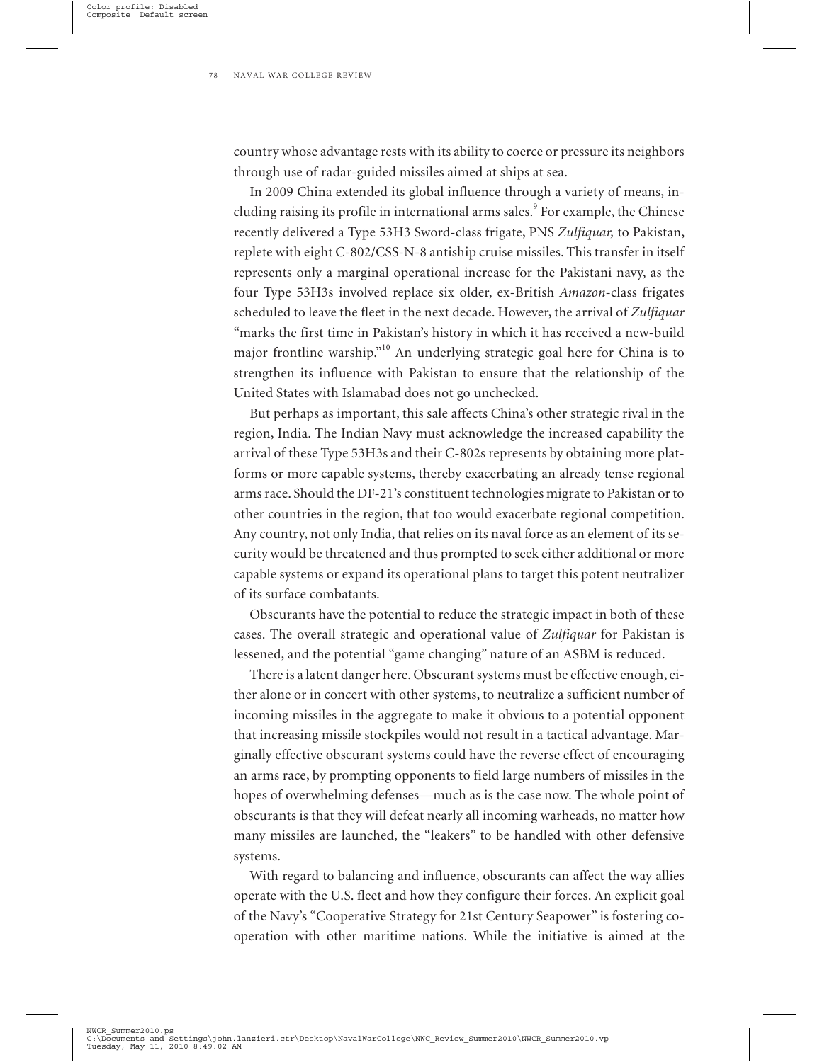country whose advantage rests with its ability to coerce or pressure its neighbors through use of radar-guided missiles aimed at ships at sea.

In 2009 China extended its global influence through a variety of means, including raising its profile in international arms sales.[9] For example, the Chinese recently delivered a Type 53H3 Sword-class frigate, PNS *Zulfiquar,* to Pakistan, replete with eight C-802/CSS-N-8 antiship cruise missiles. This transfer in itself represents only a marginal operational increase for the Pakistani navy, as the four Type 53H3s involved replace six older, ex-British *Amazon*-class frigates scheduled to leave the fleet in the next decade. However, the arrival of *Zulfiquar* "marks the first time in Pakistan's history in which it has received a new-build major frontline warship."[10] An underlying strategic goal here for China is to strengthen its influence with Pakistan to ensure that the relationship of the United States with Islamabad does not go unchecked.

But perhaps as important, this sale affects China's other strategic rival in the region, India. The Indian Navy must acknowledge the increased capability the arrival of these Type 53H3s and their C-802s represents by obtaining more platforms or more capable systems, thereby exacerbating an already tense regional arms race. Should the DF-21's constituent technologies migrate to Pakistan or to other countries in the region, that too would exacerbate regional competition. Any country, not only India, that relies on its naval force as an element of its security would be threatened and thus prompted to seek either additional or more capable systems or expand its operational plans to target this potent neutralizer of its surface combatants.

Obscurants have the potential to reduce the strategic impact in both of these cases. The overall strategic and operational value of *Zulfiquar* for Pakistan is lessened, and the potential "game changing" nature of an ASBM is reduced.

There is a latent danger here. Obscurant systems must be effective enough, either alone or in concert with other systems, to neutralize a sufficient number of incoming missiles in the aggregate to make it obvious to a potential opponent that increasing missile stockpiles would not result in a tactical advantage. Marginally effective obscurant systems could have the reverse effect of encouraging an arms race, by prompting opponents to field large numbers of missiles in the hopes of overwhelming defenses—much as is the case now. The whole point of obscurants is that they will defeat nearly all incoming warheads, no matter how many missiles are launched, the "leakers" to be handled with other defensive systems.

With regard to balancing and influence, obscurants can affect the way allies operate with the U.S. fleet and how they configure their forces. An explicit goal of the Navy's "Cooperative Strategy for 21st Century Seapower" is fostering cooperation with other maritime nations. While the initiative is aimed at the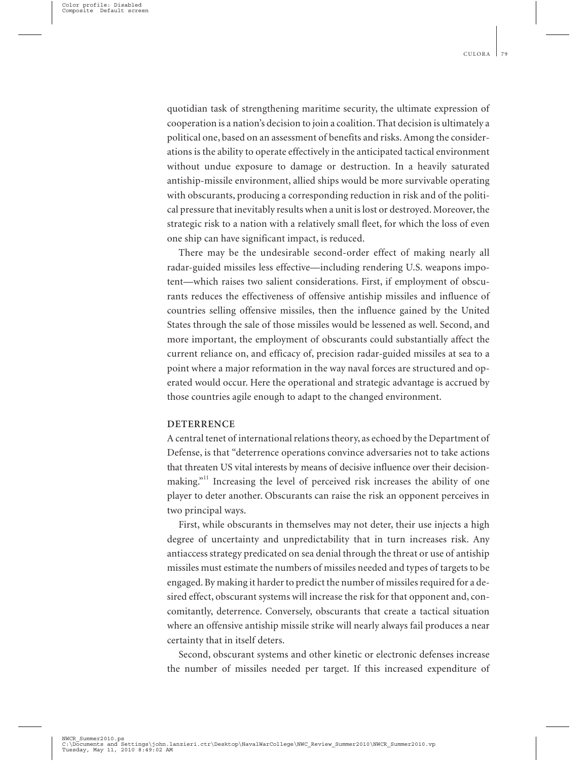quotidian task of strengthening maritime security, the ultimate expression of cooperation is a nation's decision to join a coalition. That decision is ultimately a political one, based on an assessment of benefits and risks. Among the considerations is the ability to operate effectively in the anticipated tactical environment without undue exposure to damage or destruction. In a heavily saturated antiship-missile environment, allied ships would be more survivable operating with obscurants, producing a corresponding reduction in risk and of the political pressure that inevitably results when a unit is lost or destroyed. Moreover, the strategic risk to a nation with a relatively small fleet, for which the loss of even one ship can have significant impact, is reduced.

There may be the undesirable second-order effect of making nearly all radar-guided missiles less effective—including rendering U.S. weapons impotent—which raises two salient considerations. First, if employment of obscurants reduces the effectiveness of offensive antiship missiles and influence of countries selling offensive missiles, then the influence gained by the United States through the sale of those missiles would be lessened as well. Second, and more important, the employment of obscurants could substantially affect the current reliance on, and efficacy of, precision radar-guided missiles at sea to a point where a major reformation in the way naval forces are structured and operated would occur. Here the operational and strategic advantage is accrued by those countries agile enough to adapt to the changed environment.

## DETERRENCE

A central tenet of international relations theory, as echoed by the Department of Defense, is that "deterrence operations convince adversaries not to take actions that threaten US vital interests by means of decisive influence over their decision-making."[11] Increasing the level of perceived risk increases the ability of one player to deter another. Obscurants can raise the risk an opponent perceives in two principal ways.

First, while obscurants in themselves may not deter, their use injects a high degree of uncertainty and unpredictability that in turn increases risk. Any antiaccess strategy predicated on sea denial through the threat or use of antiship missiles must estimate the numbers of missiles needed and types of targets to be engaged. By making it harder to predict the number of missiles required for a desired effect, obscurant systems will increase the risk for that opponent and, concomitantly, deterrence. Conversely, obscurants that create a tactical situation where an offensive antiship missile strike will nearly always fail produces a near certainty that in itself deters.

Second, obscurant systems and other kinetic or electronic defenses increase the number of missiles needed per target. If this increased expenditure of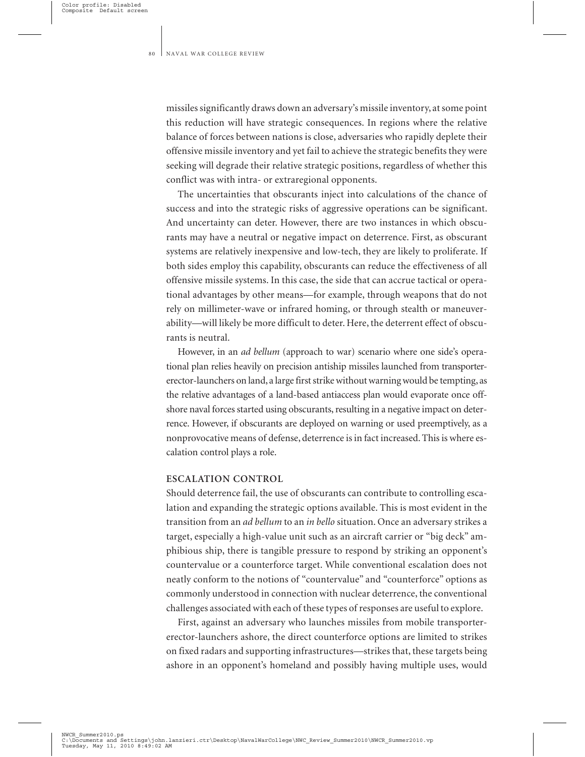missiles significantly draws down an adversary's missile inventory, at some point this reduction will have strategic consequences. In regions where the relative balance of forces between nations is close, adversaries who rapidly deplete their offensive missile inventory and yet fail to achieve the strategic benefits they were seeking will degrade their relative strategic positions, regardless of whether this conflict was with intra- or extraregional opponents.

The uncertainties that obscurants inject into calculations of the chance of success and into the strategic risks of aggressive operations can be significant. And uncertainty can deter. However, there are two instances in which obscurants may have a neutral or negative impact on deterrence. First, as obscurant systems are relatively inexpensive and low-tech, they are likely to proliferate. If both sides employ this capability, obscurants can reduce the effectiveness of all offensive missile systems. In this case, the side that can accrue tactical or operational advantages by other means—for example, through weapons that do not rely on millimeter-wave or infrared homing, or through stealth or maneuverability—will likely be more difficult to deter. Here, the deterrent effect of obscurants is neutral.

However, in an *ad bellum* (approach to war) scenario where one side's operational plan relies heavily on precision antiship missiles launched from transporter-erector-launchers on land, a large first strike without warning would be tempting, as the relative advantages of a land-based antiaccess plan would evaporate once offshore naval forces started using obscurants, resulting in a negative impact on deterrence. However, if obscurants are deployed on warning or used preemptively, as a nonprovocative means of defense, deterrence is in fact increased. This is where escalation control plays a role.

## ESCALATION CONTROL

Should deterrence fail, the use of obscurants can contribute to controlling escalation and expanding the strategic options available. This is most evident in the transition from an *ad bellum* to an *in bello* situation. Once an adversary strikes a target, especially a high-value unit such as an aircraft carrier or "big deck" amphibious ship, there is tangible pressure to respond by striking an opponent's countervalue or a counterforce target. While conventional escalation does not neatly conform to the notions of "countervalue" and "counterforce" options as commonly understood in connection with nuclear deterrence, the conventional challenges associated with each of these types of responses are useful to explore.

First, against an adversary who launches missiles from mobile transporter-erector-launchers ashore, the direct counterforce options are limited to strikes on fixed radars and supporting infrastructures—strikes that, these targets being ashore in an opponent's homeland and possibly having multiple uses, would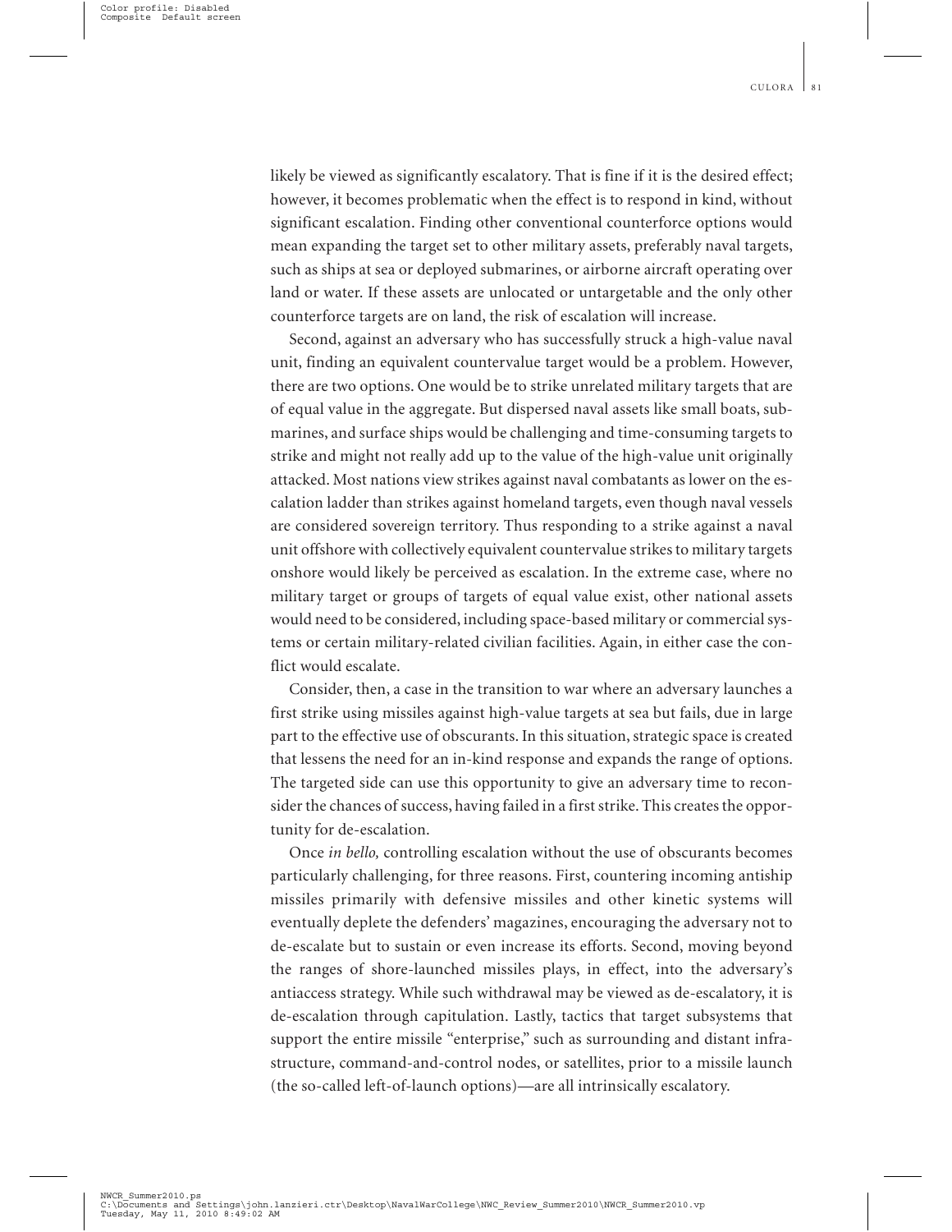likely be viewed as significantly escalatory. That is fine if it is the desired effect; however, it becomes problematic when the effect is to respond in kind, without significant escalation. Finding other conventional counterforce options would mean expanding the target set to other military assets, preferably naval targets, such as ships at sea or deployed submarines, or airborne aircraft operating over land or water. If these assets are unlocated or untargetable and the only other counterforce targets are on land, the risk of escalation will increase.

Second, against an adversary who has successfully struck a high-value naval unit, finding an equivalent countervalue target would be a problem. However, there are two options. One would be to strike unrelated military targets that are of equal value in the aggregate. But dispersed naval assets like small boats, submarines, and surface ships would be challenging and time-consuming targets to strike and might not really add up to the value of the high-value unit originally attacked. Most nations view strikes against naval combatants as lower on the escalation ladder than strikes against homeland targets, even though naval vessels are considered sovereign territory. Thus responding to a strike against a naval unit offshore with collectively equivalent countervalue strikes to military targets onshore would likely be perceived as escalation. In the extreme case, where no military target or groups of targets of equal value exist, other national assets would need to be considered, including space-based military or commercial systems or certain military-related civilian facilities. Again, in either case the conflict would escalate.

Consider, then, a case in the transition to war where an adversary launches a first strike using missiles against high-value targets at sea but fails, due in large part to the effective use of obscurants. In this situation, strategic space is created that lessens the need for an in-kind response and expands the range of options. The targeted side can use this opportunity to give an adversary time to reconsider the chances of success, having failed in a first strike. This creates the opportunity for de-escalation.

Once *in bello,* controlling escalation without the use of obscurants becomes particularly challenging, for three reasons. First, countering incoming antiship missiles primarily with defensive missiles and other kinetic systems will eventually deplete the defenders' magazines, encouraging the adversary not to de-escalate but to sustain or even increase its efforts. Second, moving beyond the ranges of shore-launched missiles plays, in effect, into the adversary's antiaccess strategy. While such withdrawal may be viewed as de-escalatory, it is de-escalation through capitulation. Lastly, tactics that target subsystems that support the entire missile "enterprise," such as surrounding and distant infrastructure, command-and-control nodes, or satellites, prior to a missile launch (the so-called left-of-launch options)—are all intrinsically escalatory.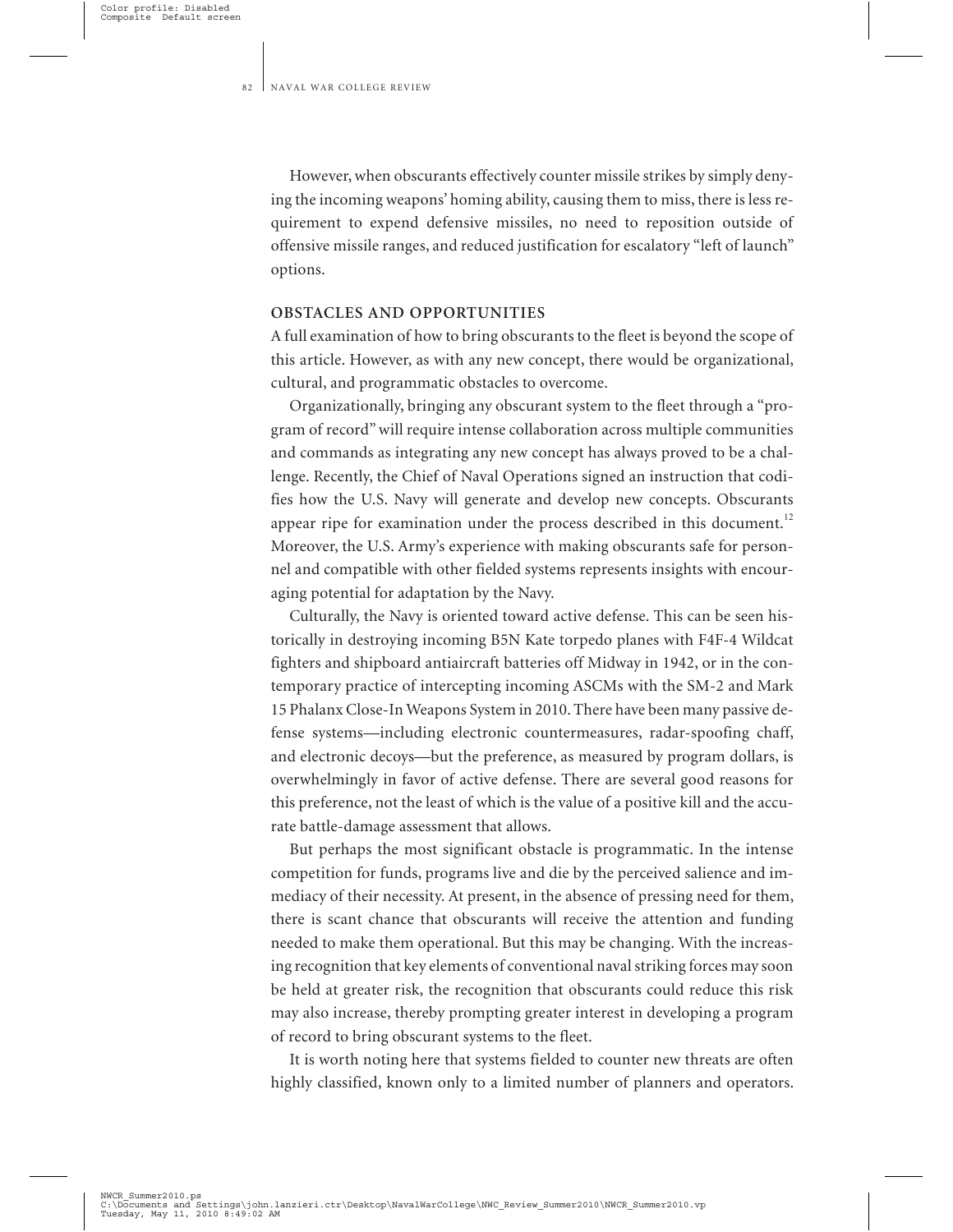However, when obscurants effectively counter missile strikes by simply denying the incoming weapons' homing ability, causing them to miss, there is less requirement to expend defensive missiles, no need to reposition outside of offensive missile ranges, and reduced justification for escalatory "left of launch" options.

## OBSTACLES AND OPPORTUNITIES

A full examination of how to bring obscurants to the fleet is beyond the scope of this article. However, as with any new concept, there would be organizational, cultural, and programmatic obstacles to overcome.

Organizationally, bringing any obscurant system to the fleet through a "program of record" will require intense collaboration across multiple communities and commands as integrating any new concept has always proved to be a challenge. Recently, the Chief of Naval Operations signed an instruction that codifies how the U.S. Navy will generate and develop new concepts. Obscurants appear ripe for examination under the process described in this document.[12] Moreover, the U.S. Army's experience with making obscurants safe for personnel and compatible with other fielded systems represents insights with encouraging potential for adaptation by the Navy.

Culturally, the Navy is oriented toward active defense. This can be seen historically in destroying incoming B5N Kate torpedo planes with F4F-4 Wildcat fighters and shipboard antiaircraft batteries off Midway in 1942, or in the contemporary practice of intercepting incoming ASCMs with the SM-2 and Mark 15 Phalanx Close-In Weapons System in 2010. There have been many passive defense systems—including electronic countermeasures, radar-spoofing chaff, and electronic decoys—but the preference, as measured by program dollars, is overwhelmingly in favor of active defense. There are several good reasons for this preference, not the least of which is the value of a positive kill and the accurate battle-damage assessment that allows.

But perhaps the most significant obstacle is programmatic. In the intense competition for funds, programs live and die by the perceived salience and immediacy of their necessity. At present, in the absence of pressing need for them, there is scant chance that obscurants will receive the attention and funding needed to make them operational. But this may be changing. With the increasing recognition that key elements of conventional naval striking forces may soon be held at greater risk, the recognition that obscurants could reduce this risk may also increase, thereby prompting greater interest in developing a program of record to bring obscurant systems to the fleet.

It is worth noting here that systems fielded to counter new threats are often highly classified, known only to a limited number of planners and operators.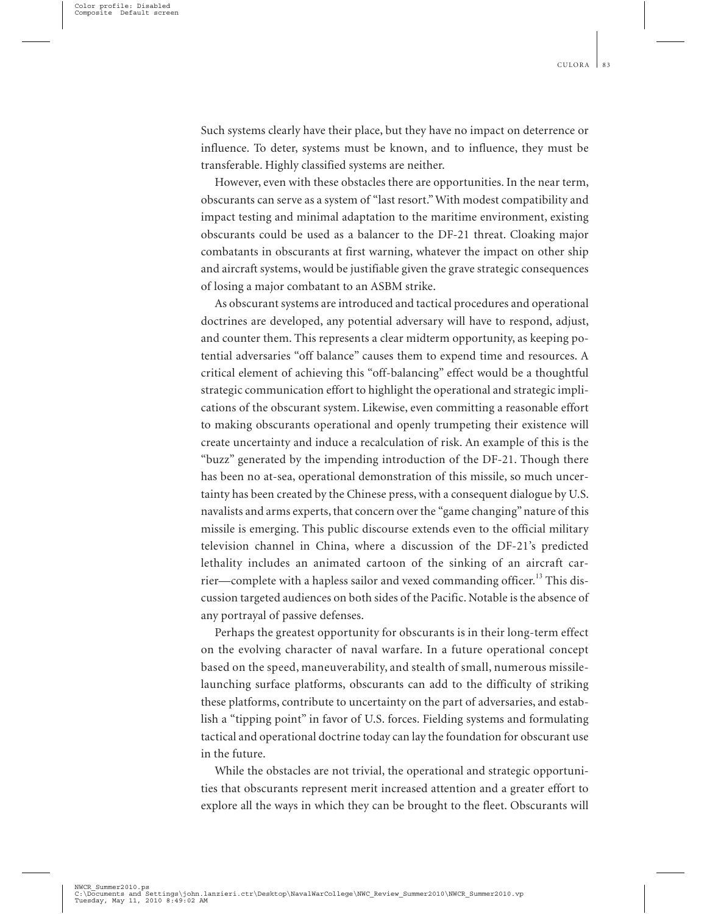Such systems clearly have their place, but they have no impact on deterrence or influence. To deter, systems must be known, and to influence, they must be transferable. Highly classified systems are neither.

However, even with these obstacles there are opportunities. In the near term, obscurants can serve as a system of "last resort." With modest compatibility and impact testing and minimal adaptation to the maritime environment, existing obscurants could be used as a balancer to the DF-21 threat. Cloaking major combatants in obscurants at first warning, whatever the impact on other ship and aircraft systems, would be justifiable given the grave strategic consequences of losing a major combatant to an ASBM strike.

As obscurant systems are introduced and tactical procedures and operational doctrines are developed, any potential adversary will have to respond, adjust, and counter them. This represents a clear midterm opportunity, as keeping potential adversaries "off balance" causes them to expend time and resources. A critical element of achieving this "off-balancing" effect would be a thoughtful strategic communication effort to highlight the operational and strategic implications of the obscurant system. Likewise, even committing a reasonable effort to making obscurants operational and openly trumpeting their existence will create uncertainty and induce a recalculation of risk. An example of this is the "buzz" generated by the impending introduction of the DF-21. Though there has been no at-sea, operational demonstration of this missile, so much uncertainty has been created by the Chinese press, with a consequent dialogue by U.S. navalists and arms experts, that concern over the "game changing" nature of this missile is emerging. This public discourse extends even to the official military television channel in China, where a discussion of the DF-21's predicted lethality includes an animated cartoon of the sinking of an aircraft carrier—complete with a hapless sailor and vexed commanding officer.[13] This discussion targeted audiences on both sides of the Pacific. Notable is the absence of any portrayal of passive defenses.

Perhaps the greatest opportunity for obscurants is in their long-term effect on the evolving character of naval warfare. In a future operational concept based on the speed, maneuverability, and stealth of small, numerous missile-launching surface platforms, obscurants can add to the difficulty of striking these platforms, contribute to uncertainty on the part of adversaries, and establish a "tipping point" in favor of U.S. forces. Fielding systems and formulating tactical and operational doctrine today can lay the foundation for obscurant use in the future.

While the obstacles are not trivial, the operational and strategic opportunities that obscurants represent merit increased attention and a greater effort to explore all the ways in which they can be brought to the fleet. Obscurants will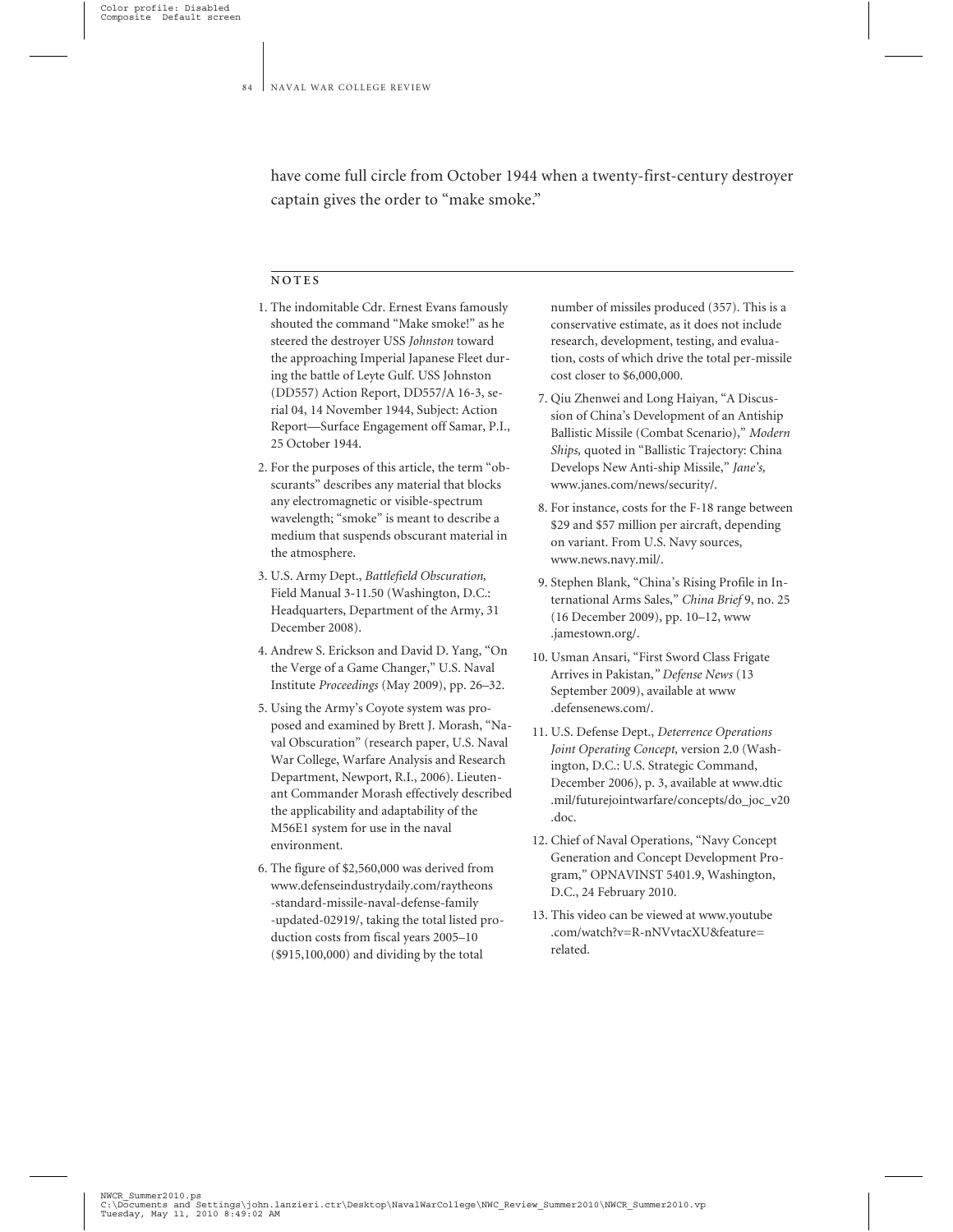have come full circle from October 1944 when a twenty-first-century destroyer captain gives the order to "make smoke."

## NOTES

1. The indomitable Cdr. Ernest Evans famously shouted the command "Make smoke!" as he steered the destroyer USS *Johnston* toward the approaching Imperial Japanese Fleet during the battle of Leyte Gulf. USS Johnston (DD557) Action Report, DD557/A 16-3, serial 04, 14 November 1944, Subject: Action Report—Surface Engagement off Samar, P.I., 25 October 1944.

2. For the purposes of this article, the term "obscurants" describes any material that blocks any electromagnetic or visible-spectrum wavelength; "smoke" is meant to describe a medium that suspends obscurant material in the atmosphere.

3. U.S. Army Dept., *Battlefield Obscuration,* Field Manual 3-11.50 (Washington, D.C.: Headquarters, Department of the Army, 31 December 2008).

4. Andrew S. Erickson and David D. Yang, "On the Verge of a Game Changer," U.S. Naval Institute *Proceedings* (May 2009), pp. 26–32.

5. Using the Army's Coyote system was proposed and examined by Brett J. Morash, "Naval Obscuration" (research paper, U.S. Naval War College, Warfare Analysis and Research Department, Newport, R.I., 2006). Lieutenant Commander Morash effectively described the applicability and adaptability of the M56E1 system for use in the naval environment.

6. The figure of $2,560,000 was derived from www.defenseindustrydaily.com/raytheons-standard-missile-naval-defense-family-updated-02919/, taking the total listed production costs from fiscal years 2005–10 ($915,100,000) and dividing by the total number of missiles produced (357). This is a conservative estimate, as it does not include research, development, testing, and evaluation, costs of which drive the total per-missile cost closer to $6,000,000.

7. Qiu Zhenwei and Long Haiyan, "A Discussion of China's Development of an Antiship Ballistic Missile (Combat Scenario)," *Modern Ships,* quoted in "Ballistic Trajectory: China Develops New Anti-ship Missile," *Jane's,* www.janes.com/news/security/.

8. For instance, costs for the F-18 range between $29 and $57 million per aircraft, depending on variant. From U.S. Navy sources, www.news.navy.mil/.

9. Stephen Blank, "China's Rising Profile in International Arms Sales," *China Brief* 9, no. 25 (16 December 2009), pp. 10–12, www.jamestown.org/.

10. Usman Ansari, "First Sword Class Frigate Arrives in Pakistan," *Defense News* (13 September 2009), available at www.defensenews.com/.

11. U.S. Defense Dept., *Deterrence Operations Joint Operating Concept,* version 2.0 (Washington, D.C.: U.S. Strategic Command, December 2006), p. 3, available at www.dtic.mil/futurejointwarfare/concepts/do_joc_v20.doc.

12. Chief of Naval Operations, "Navy Concept Generation and Concept Development Program," OPNAVINST 5401.9, Washington, D.C., 24 February 2010.

13. This video can be viewed at www.youtube.com/watch?v=R-nNVvtacXU&feature=related.